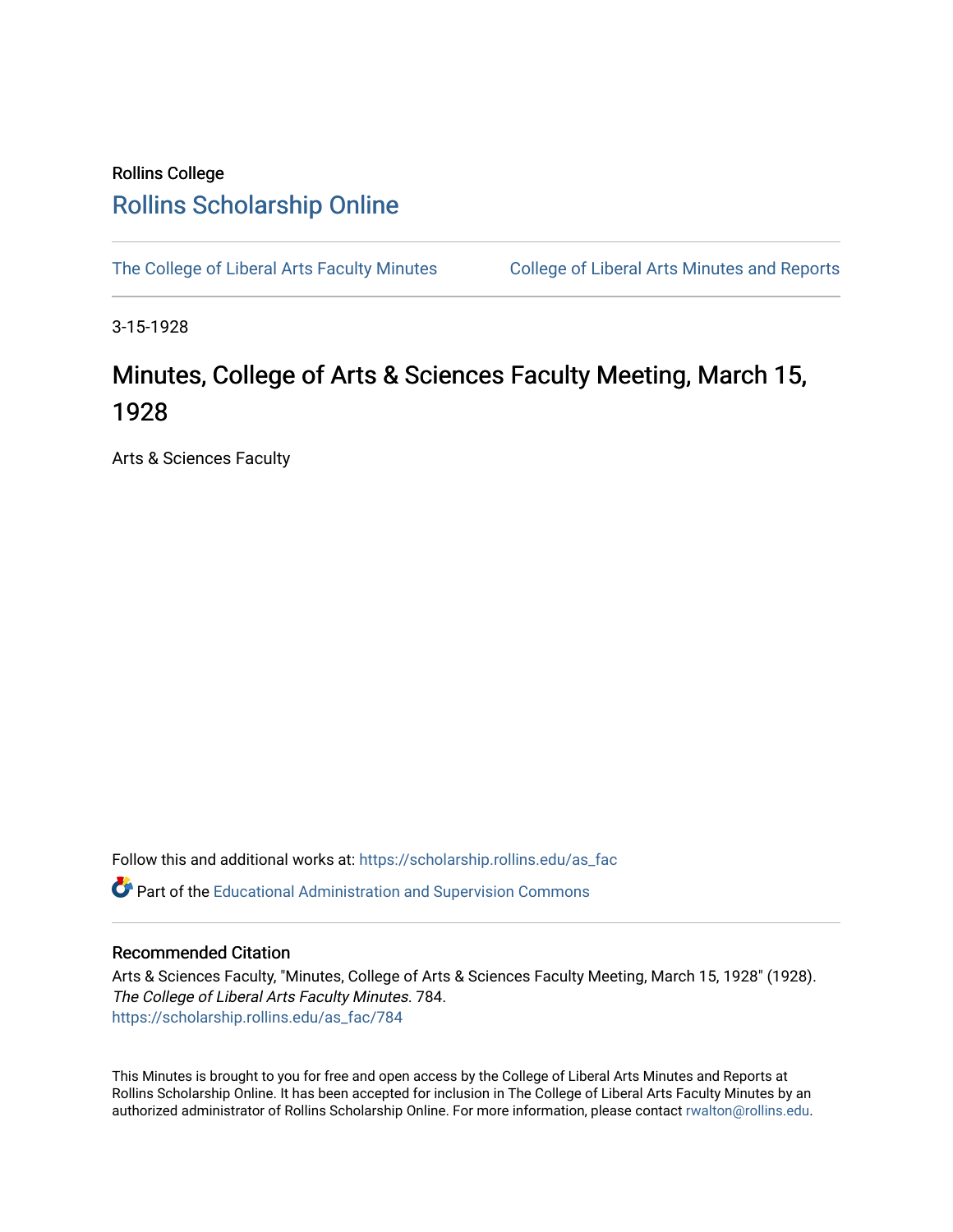Rollins College

# Rollins Scholarship Online

The College of Liberal Arts Faculty Minutes

College of Liberal Arts Minutes and Reports

3-15-1928

# Minutes, College of Arts & Sciences Faculty Meeting, March 15, 1928

Arts & Sciences Faculty

Follow this and additional works at: https://scholarship.rollins.edu/as_fac

Part of the Educational Administration and Supervision Commons

## Recommended Citation

Arts & Sciences Faculty, "Minutes, College of Arts & Sciences Faculty Meeting, March 15, 1928" (1928). *The College of Liberal Arts Faculty Minutes*. 784.
https://scholarship.rollins.edu/as_fac/784

This Minutes is brought to you for free and open access by the College of Liberal Arts Minutes and Reports at Rollins Scholarship Online. It has been accepted for inclusion in The College of Liberal Arts Faculty Minutes by an authorized administrator of Rollins Scholarship Online. For more information, please contact rwalton@rollins.edu.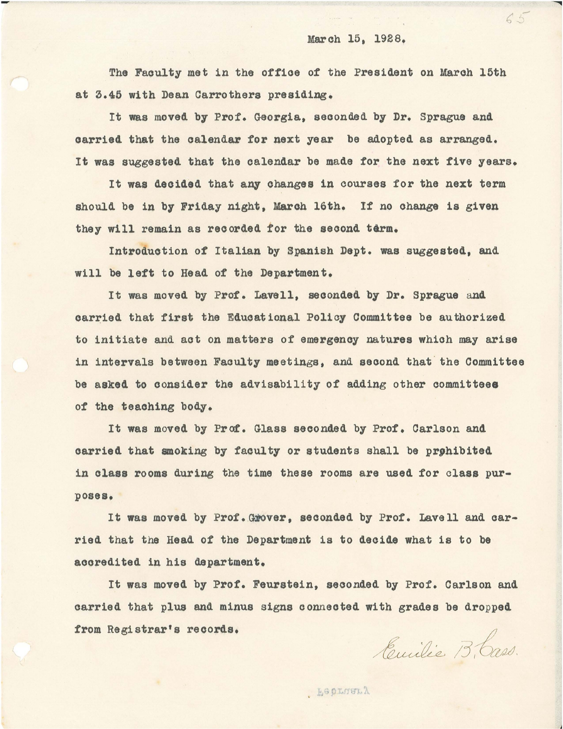March 15, 1928.

The Faculty met in the office of the President on March 15th at 3.45 with Dean Carrothers presiding.

It was moved by Prof. Georgia, seconded by Dr. Sprague and carried that the calendar for next year be adopted as arranged. It was suggested that the calendar be made for the next five years.

It was decided that any changes in courses for the next term should be in by Friday night, March 16th. If no change is given they will remain as recorded for the second term.

Introduction of Italian by Spanish Dept. was suggested, and will be left to Head of the Department.

It was moved by Prof. Lavell, seconded by Dr. Sprague and carried that first the Educational Policy Committee be authorized to initiate and act on matters of emergency natures which may arise in intervals between Faculty meetings, and second that the Committee be asked to consider the advisability of adding other committees of the teaching body.

It was moved by Prof. Glass seconded by Prof. Carlson and carried that smoking by faculty or students shall be prohibited in class rooms during the time these rooms are used for class purposes.

It was moved by Prof. Grover, seconded by Prof. Lavell and carried that the Head of the Department is to decide what is to be accredited in his department.

It was moved by Prof. Feurstein, seconded by Prof. Carlson and carried that plus and minus signs connected with grades be dropped from Registrar's records.

Emilie B. Cass.